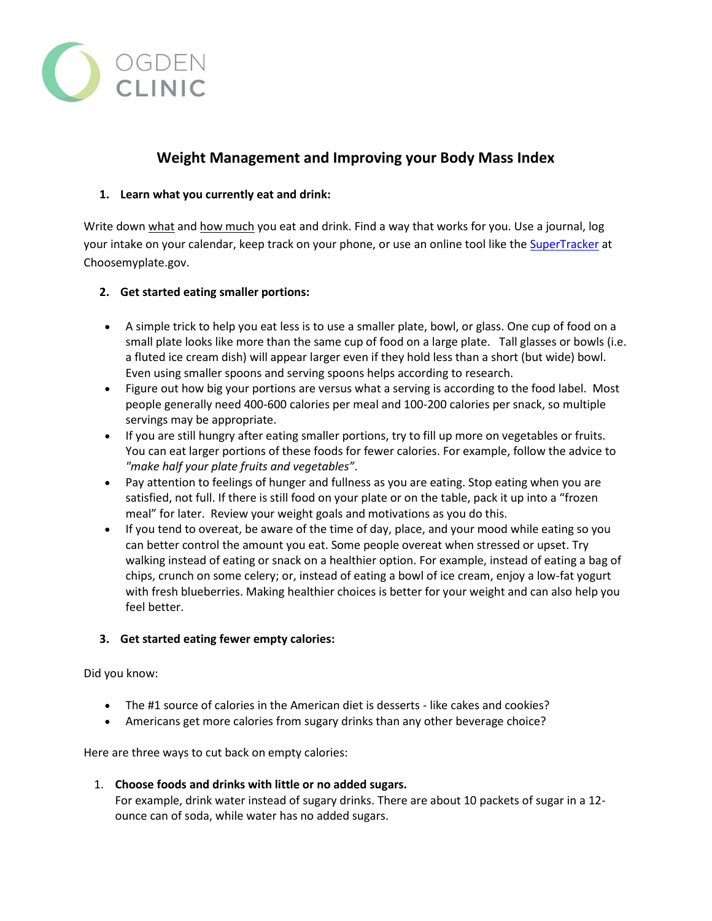OGDEN CLINIC

# Weight Management and Improving your Body Mass Index

## 1. Learn what you currently eat and drink:

Write down what and how much you eat and drink. Find a way that works for you. Use a journal, log your intake on your calendar, keep track on your phone, or use an online tool like the SuperTracker at Choosemyplate.gov.

## 2. Get started eating smaller portions:

- A simple trick to help you eat less is to use a smaller plate, bowl, or glass. One cup of food on a small plate looks like more than the same cup of food on a large plate. Tall glasses or bowls (i.e. a fluted ice cream dish) will appear larger even if they hold less than a short (but wide) bowl. Even using smaller spoons and serving spoons helps according to research.
- Figure out how big your portions are versus what a serving is according to the food label. Most people generally need 400-600 calories per meal and 100-200 calories per snack, so multiple servings may be appropriate.
- If you are still hungry after eating smaller portions, try to fill up more on vegetables or fruits. You can eat larger portions of these foods for fewer calories. For example, follow the advice to *"make half your plate fruits and vegetables"*.
- Pay attention to feelings of hunger and fullness as you are eating. Stop eating when you are satisfied, not full. If there is still food on your plate or on the table, pack it up into a "frozen meal" for later. Review your weight goals and motivations as you do this.
- If you tend to overeat, be aware of the time of day, place, and your mood while eating so you can better control the amount you eat. Some people overeat when stressed or upset. Try walking instead of eating or snack on a healthier option. For example, instead of eating a bag of chips, crunch on some celery; or, instead of eating a bowl of ice cream, enjoy a low-fat yogurt with fresh blueberries. Making healthier choices is better for your weight and can also help you feel better.

## 3. Get started eating fewer empty calories:

Did you know:

- The #1 source of calories in the American diet is desserts - like cakes and cookies?
- Americans get more calories from sugary drinks than any other beverage choice?

Here are three ways to cut back on empty calories:

1. **Choose foods and drinks with little or no added sugars.**
   For example, drink water instead of sugary drinks. There are about 10 packets of sugar in a 12-ounce can of soda, while water has no added sugars.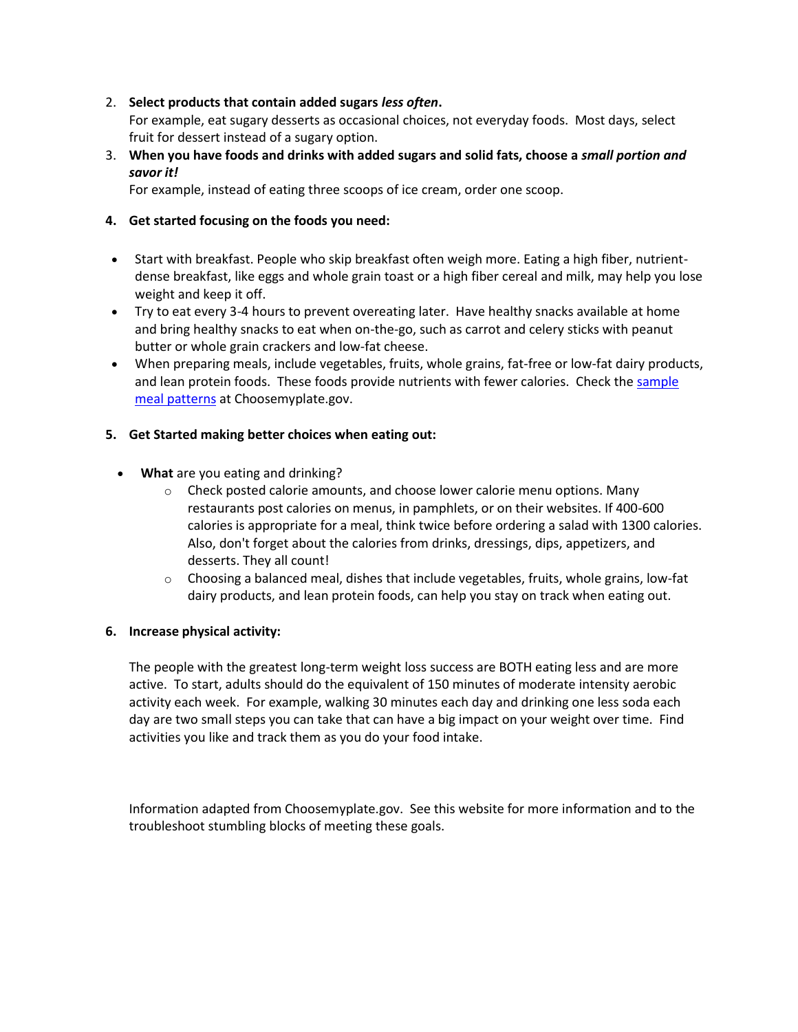2. **Select products that contain added sugars *less often*.**
   For example, eat sugary desserts as occasional choices, not everyday foods. Most days, select fruit for dessert instead of a sugary option.
3. **When you have foods and drinks with added sugars and solid fats, choose a *small portion and savor it!***
   For example, instead of eating three scoops of ice cream, order one scoop.

4. **Get started focusing on the foods you need:**

- Start with breakfast. People who skip breakfast often weigh more. Eating a high fiber, nutrient-dense breakfast, like eggs and whole grain toast or a high fiber cereal and milk, may help you lose weight and keep it off.
- Try to eat every 3-4 hours to prevent overeating later. Have healthy snacks available at home and bring healthy snacks to eat when on-the-go, such as carrot and celery sticks with peanut butter or whole grain crackers and low-fat cheese.
- When preparing meals, include vegetables, fruits, whole grains, fat-free or low-fat dairy products, and lean protein foods. These foods provide nutrients with fewer calories. Check the sample meal patterns at Choosemyplate.gov.

5. **Get Started making better choices when eating out:**

- **What** are you eating and drinking?
  - Check posted calorie amounts, and choose lower calorie menu options. Many restaurants post calories on menus, in pamphlets, or on their websites. If 400-600 calories is appropriate for a meal, think twice before ordering a salad with 1300 calories. Also, don't forget about the calories from drinks, dressings, dips, appetizers, and desserts. They all count!
  - Choosing a balanced meal, dishes that include vegetables, fruits, whole grains, low-fat dairy products, and lean protein foods, can help you stay on track when eating out.

6. **Increase physical activity:**

The people with the greatest long-term weight loss success are BOTH eating less and are more active. To start, adults should do the equivalent of 150 minutes of moderate intensity aerobic activity each week. For example, walking 30 minutes each day and drinking one less soda each day are two small steps you can take that can have a big impact on your weight over time. Find activities you like and track them as you do your food intake.

Information adapted from Choosemyplate.gov. See this website for more information and to the troubleshoot stumbling blocks of meeting these goals.